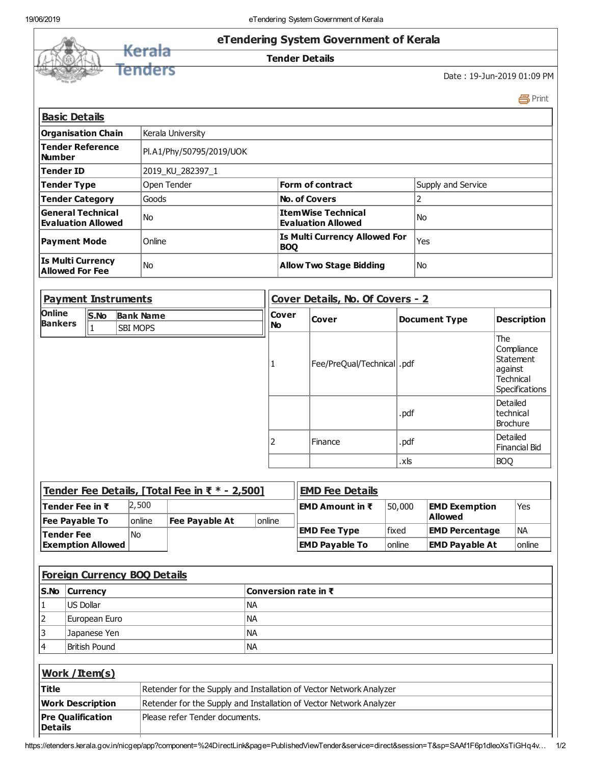# eTendering System Government of Kerala

## Tender Details

Date : 19-Jun-2019 01:09 PM

Print

### Basic Details

| | | | |
|---|---|---|---|
| **Organisation Chain** | Kerala University | | |
| **Tender Reference Number** | Pl.A1/Phy/50795/2019/UOK | | |
| **Tender ID** | 2019_KU_282397_1 | | |
| **Tender Type** | Open Tender | **Form of contract** | Supply and Service |
| **Tender Category** | Goods | **No. of Covers** | 2 |
| **General Technical Evaluation Allowed** | No | **ItemWise Technical Evaluation Allowed** | No |
| **Payment Mode** | Online | **Is Multi Currency Allowed For BOQ** | Yes |
| **Is Multi Currency Allowed For Fee** | No | **Allow Two Stage Bidding** | No |

### Payment Instruments

| Online Bankers | S.No | Bank Name |
|---|---|---|
| | 1 | SBI MOPS |

### Cover Details, No. Of Covers - 2

| Cover No | Cover | Document Type | Description |
|---|---|---|---|
| 1 | Fee/PreQual/Technical | .pdf | The Compliance Statement against Technical Specifications |
| | | .pdf | Detailed technical Brochure |
| 2 | Finance | .pdf | Detailed Financial Bid |
| | | .xls | BOQ |

### Tender Fee Details, [Total Fee in ₹ * - 2,500]

| | | | |
|---|---|---|---|
| **Tender Fee in ₹** | 2,500 | | |
| **Fee Payable To** | online | **Fee Payable At** | online |
| **Tender Fee Exemption Allowed** | No | | |

### EMD Fee Details

| | | | |
|---|---|---|---|
| **EMD Amount in ₹** | 50,000 | **EMD Exemption Allowed** | Yes |
| **EMD Fee Type** | fixed | **EMD Percentage** | NA |
| **EMD Payable To** | online | **EMD Payable At** | online |

### Foreign Currency BOQ Details

| S.No | Currency | Conversion rate in ₹ |
|---|---|---|
| 1 | US Dollar | NA |
| 2 | European Euro | NA |
| 3 | Japanese Yen | NA |
| 4 | British Pound | NA |

### Work / Item(s)

| | |
|---|---|
| **Title** | Retender for the Supply and Installation of Vector Network Analyzer |
| **Work Description** | Retender for the Supply and Installation of Vector Network Analyzer |
| **Pre Qualification Details** | Please refer Tender documents. |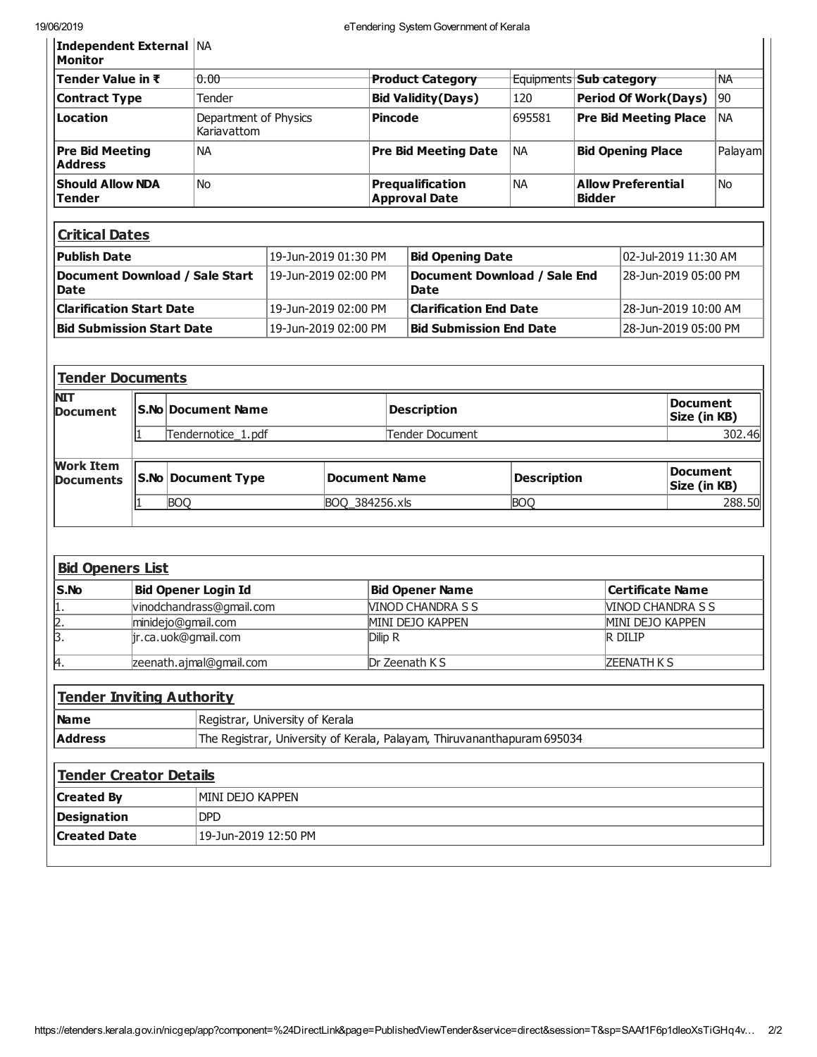| | | | | | | |
|---|---|---|---|---|---|---|
| **Independent External Monitor** | NA | | | | | |
| **Tender Value in ₹** | 0.00 | **Product Category** | Equipments | **Sub category** | NA | |
| **Contract Type** | Tender | **Bid Validity(Days)** | 120 | **Period Of Work(Days)** | 90 | |
| **Location** | Department of Physics Kariavattom | **Pincode** | 695581 | **Pre Bid Meeting Place** | NA | |
| **Pre Bid Meeting Address** | NA | **Pre Bid Meeting Date** | NA | **Bid Opening Place** | Palayam | |
| **Should Allow NDA Tender** | No | **Prequalification Approval Date** | NA | **Allow Preferential Bidder** | No | |

## Critical Dates

| | | | |
|---|---|---|---|
| **Publish Date** | 19-Jun-2019 01:30 PM | **Bid Opening Date** | 02-Jul-2019 11:30 AM |
| **Document Download / Sale Start Date** | 19-Jun-2019 02:00 PM | **Document Download / Sale End Date** | 28-Jun-2019 05:00 PM |
| **Clarification Start Date** | 19-Jun-2019 02:00 PM | **Clarification End Date** | 28-Jun-2019 10:00 AM |
| **Bid Submission Start Date** | 19-Jun-2019 02:00 PM | **Bid Submission End Date** | 28-Jun-2019 05:00 PM |

## Tender Documents

**NIT Document**

| S.No | Document Name | Description | Document Size (in KB) |
|---|---|---|---|
| 1 | Tendernotice_1.pdf | Tender Document | 302.46 |

**Work Item Documents**

| S.No | Document Type | Document Name | Description | Document Size (in KB) |
|---|---|---|---|---|
| 1 | BOQ | BOQ_384256.xls | BOQ | 288.50 |

## Bid Openers List

| S.No | Bid Opener Login Id | Bid Opener Name | Certificate Name |
|---|---|---|---|
| 1. | vinodchandrass@gmail.com | VINOD CHANDRA S S | VINOD CHANDRA S S |
| 2. | minidejo@gmail.com | MINI DEJO KAPPEN | MINI DEJO KAPPEN |
| 3. | jr.ca.uok@gmail.com | Dilip R | R DILIP |
| 4. | zeenath.ajmal@gmail.com | Dr Zeenath K S | ZEENATH K S |

## Tender Inviting Authority

| | |
|---|---|
| **Name** | Registrar, University of Kerala |
| **Address** | The Registrar, University of Kerala, Palayam, Thiruvananthapuram 695034 |

## Tender Creator Details

| | |
|---|---|
| **Created By** | MINI DEJO KAPPEN |
| **Designation** | DPD |
| **Created Date** | 19-Jun-2019 12:50 PM |